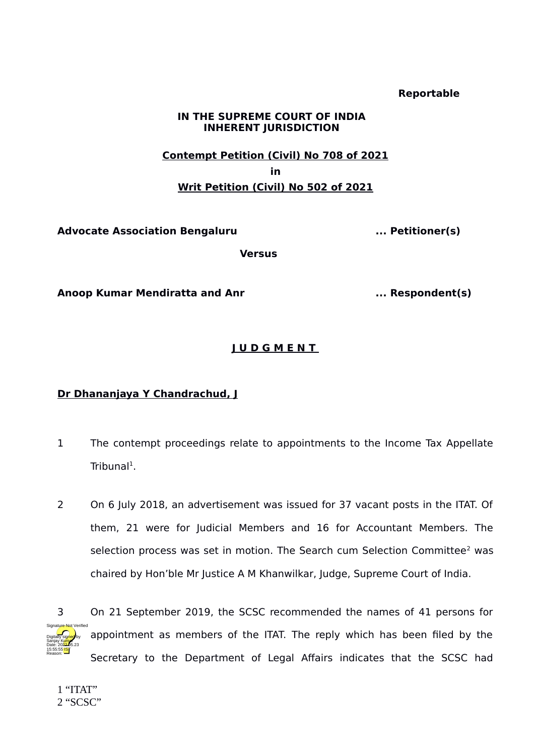**Reportable**

**IN THE SUPREME COURT OF INDIA**
**INHERENT JURISDICTION**

**Contempt Petition (Civil) No 708 of 2021**

**in**

**Writ Petition (Civil) No 502 of 2021**

**Advocate Association Bengaluru ... Petitioner(s)**

**Versus**

**Anoop Kumar Mendiratta and Anr ... Respondent(s)**

**J U D G M E N T**

**Dr Dhananjaya Y Chandrachud, J**

1 The contempt proceedings relate to appointments to the Income Tax Appellate Tribunal[1].

2 On 6 July 2018, an advertisement was issued for 37 vacant posts in the ITAT. Of them, 21 were for Judicial Members and 16 for Accountant Members. The selection process was set in motion. The Search cum Selection Committee[2] was chaired by Hon'ble Mr Justice A M Khanwilkar, Judge, Supreme Court of India.

3 On 21 September 2019, the SCSC recommended the names of 41 persons for appointment as members of the ITAT. The reply which has been filed by the Secretary to the Department of Legal Affairs indicates that the SCSC had

1 "ITAT"
2 "SCSC"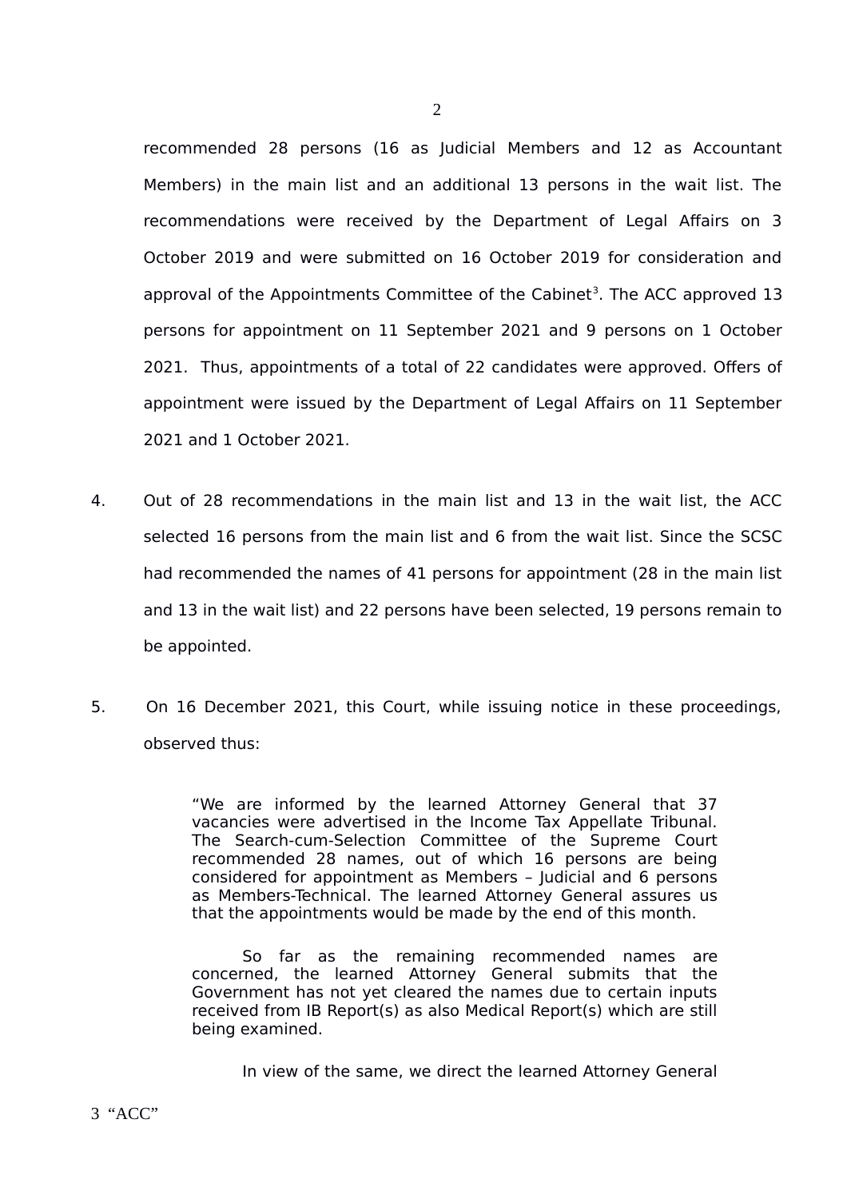recommended 28 persons (16 as Judicial Members and 12 as Accountant Members) in the main list and an additional 13 persons in the wait list. The recommendations were received by the Department of Legal Affairs on 3 October 2019 and were submitted on 16 October 2019 for consideration and approval of the Appointments Committee of the Cabinet[3]. The ACC approved 13 persons for appointment on 11 September 2021 and 9 persons on 1 October 2021. Thus, appointments of a total of 22 candidates were approved. Offers of appointment were issued by the Department of Legal Affairs on 11 September 2021 and 1 October 2021.

4. Out of 28 recommendations in the main list and 13 in the wait list, the ACC selected 16 persons from the main list and 6 from the wait list. Since the SCSC had recommended the names of 41 persons for appointment (28 in the main list and 13 in the wait list) and 22 persons have been selected, 19 persons remain to be appointed.

5. On 16 December 2021, this Court, while issuing notice in these proceedings, observed thus:

> "We are informed by the learned Attorney General that 37 vacancies were advertised in the Income Tax Appellate Tribunal. The Search-cum-Selection Committee of the Supreme Court recommended 28 names, out of which 16 persons are being considered for appointment as Members – Judicial and 6 persons as Members-Technical. The learned Attorney General assures us that the appointments would be made by the end of this month.
>
> So far as the remaining recommended names are concerned, the learned Attorney General submits that the Government has not yet cleared the names due to certain inputs received from IB Report(s) as also Medical Report(s) which are still being examined.
>
> In view of the same, we direct the learned Attorney General

[3] "ACC"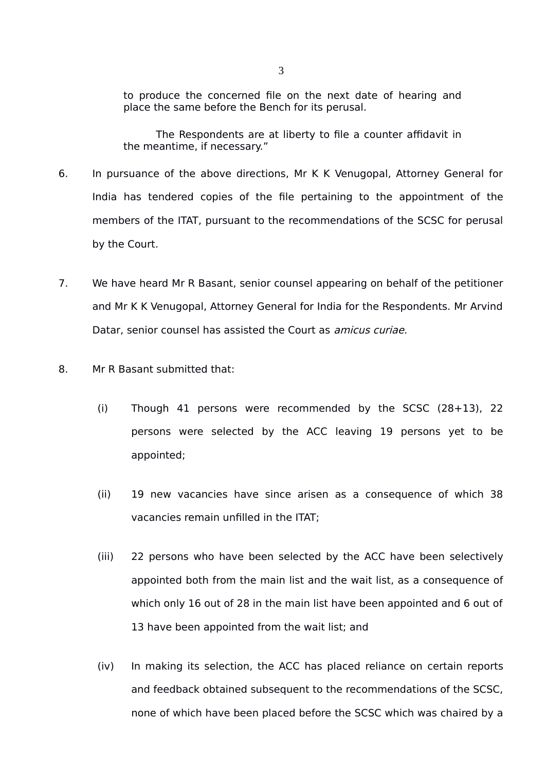to produce the concerned file on the next date of hearing and place the same before the Bench for its perusal.

The Respondents are at liberty to file a counter affidavit in the meantime, if necessary."

6. In pursuance of the above directions, Mr K K Venugopal, Attorney General for India has tendered copies of the file pertaining to the appointment of the members of the ITAT, pursuant to the recommendations of the SCSC for perusal by the Court.

7. We have heard Mr R Basant, senior counsel appearing on behalf of the petitioner and Mr K K Venugopal, Attorney General for India for the Respondents. Mr Arvind Datar, senior counsel has assisted the Court as *amicus curiae*.

8. Mr R Basant submitted that:

   (i) Though 41 persons were recommended by the SCSC (28+13), 22 persons were selected by the ACC leaving 19 persons yet to be appointed;

   (ii) 19 new vacancies have since arisen as a consequence of which 38 vacancies remain unfilled in the ITAT;

   (iii) 22 persons who have been selected by the ACC have been selectively appointed both from the main list and the wait list, as a consequence of which only 16 out of 28 in the main list have been appointed and 6 out of 13 have been appointed from the wait list; and

   (iv) In making its selection, the ACC has placed reliance on certain reports and feedback obtained subsequent to the recommendations of the SCSC, none of which have been placed before the SCSC which was chaired by a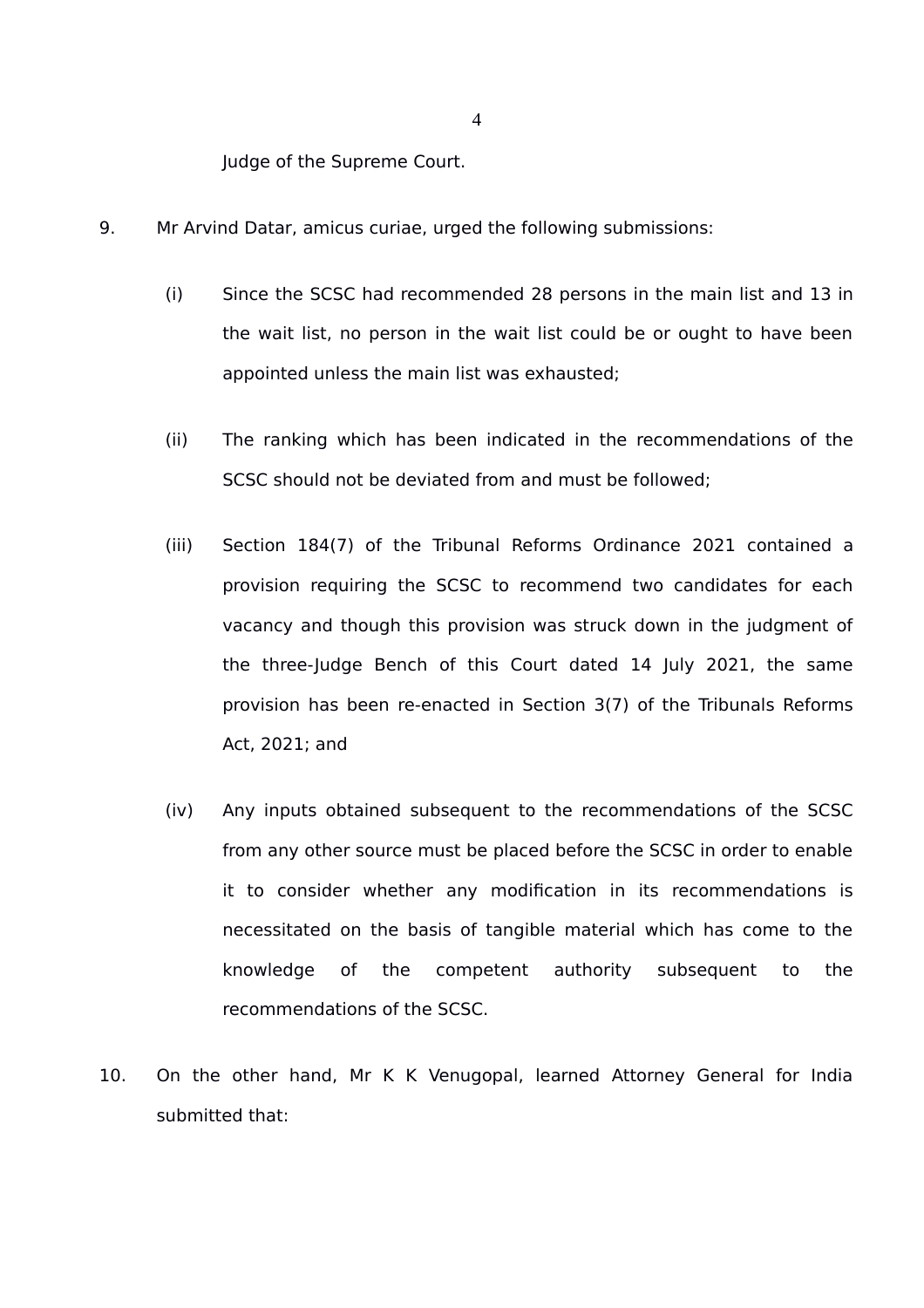Judge of the Supreme Court.

9. Mr Arvind Datar, amicus curiae, urged the following submissions:

   (i) Since the SCSC had recommended 28 persons in the main list and 13 in the wait list, no person in the wait list could be or ought to have been appointed unless the main list was exhausted;

   (ii) The ranking which has been indicated in the recommendations of the SCSC should not be deviated from and must be followed;

   (iii) Section 184(7) of the Tribunal Reforms Ordinance 2021 contained a provision requiring the SCSC to recommend two candidates for each vacancy and though this provision was struck down in the judgment of the three-Judge Bench of this Court dated 14 July 2021, the same provision has been re-enacted in Section 3(7) of the Tribunals Reforms Act, 2021; and

   (iv) Any inputs obtained subsequent to the recommendations of the SCSC from any other source must be placed before the SCSC in order to enable it to consider whether any modification in its recommendations is necessitated on the basis of tangible material which has come to the knowledge of the competent authority subsequent to the recommendations of the SCSC.

10. On the other hand, Mr K K Venugopal, learned Attorney General for India submitted that: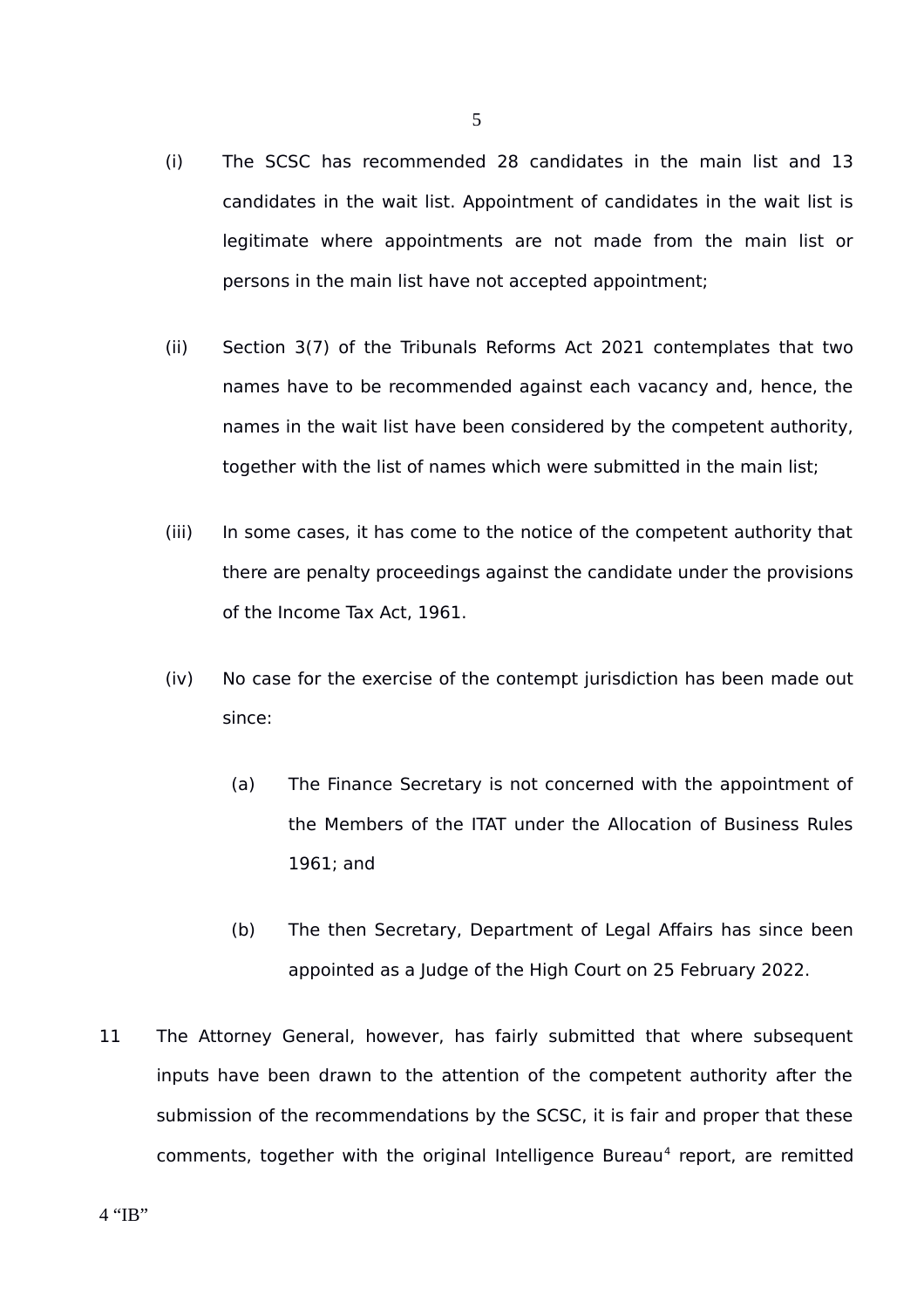(i) The SCSC has recommended 28 candidates in the main list and 13 candidates in the wait list. Appointment of candidates in the wait list is legitimate where appointments are not made from the main list or persons in the main list have not accepted appointment;

(ii) Section 3(7) of the Tribunals Reforms Act 2021 contemplates that two names have to be recommended against each vacancy and, hence, the names in the wait list have been considered by the competent authority, together with the list of names which were submitted in the main list;

(iii) In some cases, it has come to the notice of the competent authority that there are penalty proceedings against the candidate under the provisions of the Income Tax Act, 1961.

(iv) No case for the exercise of the contempt jurisdiction has been made out since:

   (a) The Finance Secretary is not concerned with the appointment of the Members of the ITAT under the Allocation of Business Rules 1961; and

   (b) The then Secretary, Department of Legal Affairs has since been appointed as a Judge of the High Court on 25 February 2022.

11 The Attorney General, however, has fairly submitted that where subsequent inputs have been drawn to the attention of the competent authority after the submission of the recommendations by the SCSC, it is fair and proper that these comments, together with the original Intelligence Bureau[4] report, are remitted

4 "IB"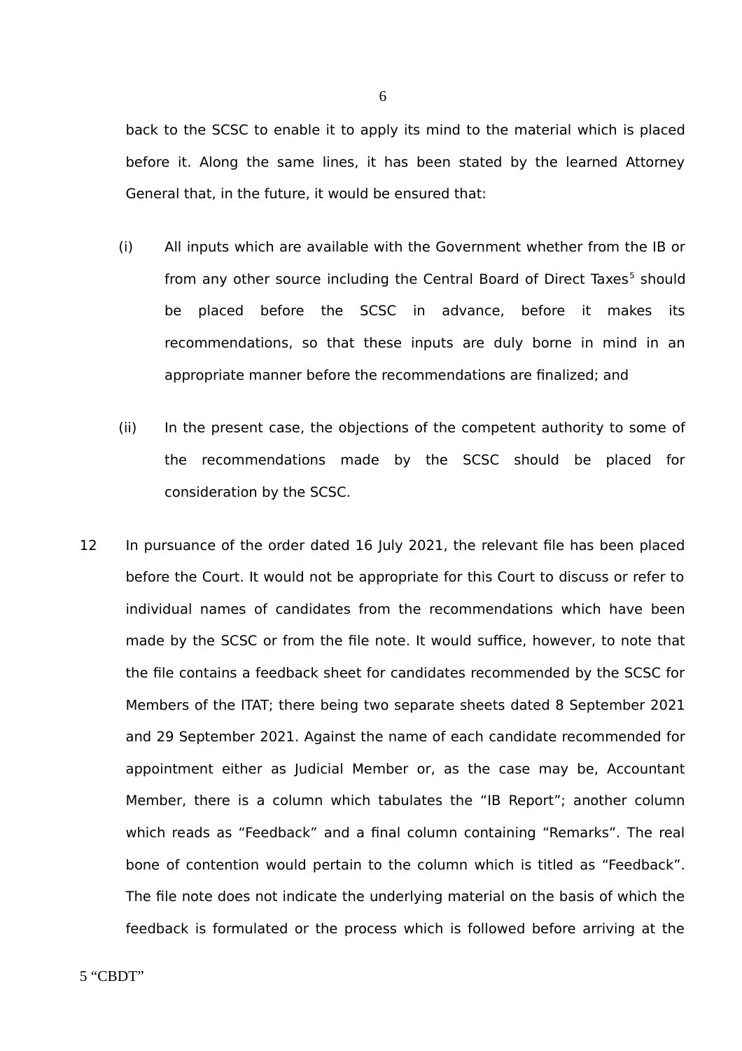back to the SCSC to enable it to apply its mind to the material which is placed before it. Along the same lines, it has been stated by the learned Attorney General that, in the future, it would be ensured that:

(i) All inputs which are available with the Government whether from the IB or from any other source including the Central Board of Direct Taxes[5] should be placed before the SCSC in advance, before it makes its recommendations, so that these inputs are duly borne in mind in an appropriate manner before the recommendations are finalized; and

(ii) In the present case, the objections of the competent authority to some of the recommendations made by the SCSC should be placed for consideration by the SCSC.

12 In pursuance of the order dated 16 July 2021, the relevant file has been placed before the Court. It would not be appropriate for this Court to discuss or refer to individual names of candidates from the recommendations which have been made by the SCSC or from the file note. It would suffice, however, to note that the file contains a feedback sheet for candidates recommended by the SCSC for Members of the ITAT; there being two separate sheets dated 8 September 2021 and 29 September 2021. Against the name of each candidate recommended for appointment either as Judicial Member or, as the case may be, Accountant Member, there is a column which tabulates the "IB Report"; another column which reads as "Feedback" and a final column containing "Remarks". The real bone of contention would pertain to the column which is titled as "Feedback". The file note does not indicate the underlying material on the basis of which the feedback is formulated or the process which is followed before arriving at the

5 "CBDT"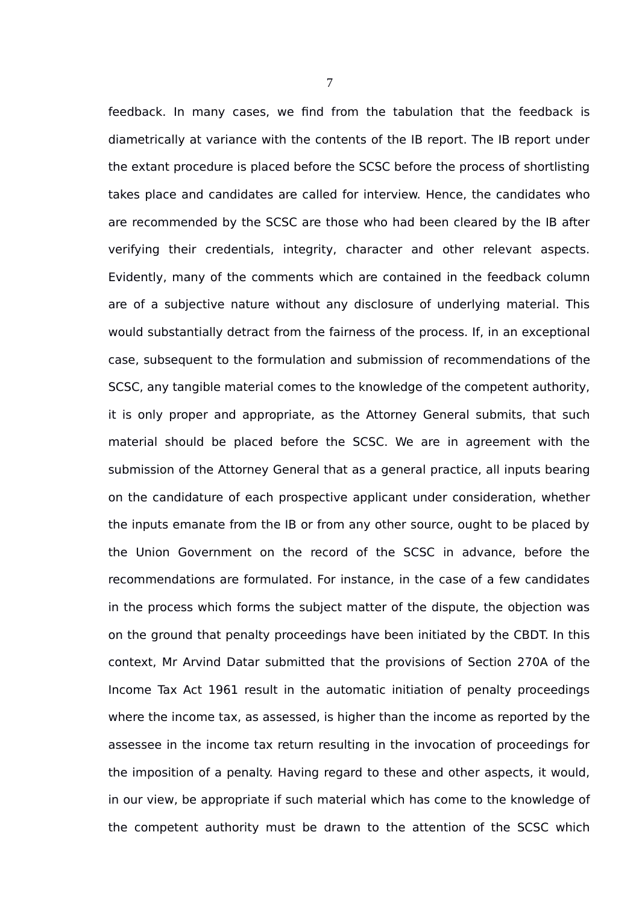feedback. In many cases, we find from the tabulation that the feedback is diametrically at variance with the contents of the IB report. The IB report under the extant procedure is placed before the SCSC before the process of shortlisting takes place and candidates are called for interview. Hence, the candidates who are recommended by the SCSC are those who had been cleared by the IB after verifying their credentials, integrity, character and other relevant aspects. Evidently, many of the comments which are contained in the feedback column are of a subjective nature without any disclosure of underlying material. This would substantially detract from the fairness of the process. If, in an exceptional case, subsequent to the formulation and submission of recommendations of the SCSC, any tangible material comes to the knowledge of the competent authority, it is only proper and appropriate, as the Attorney General submits, that such material should be placed before the SCSC. We are in agreement with the submission of the Attorney General that as a general practice, all inputs bearing on the candidature of each prospective applicant under consideration, whether the inputs emanate from the IB or from any other source, ought to be placed by the Union Government on the record of the SCSC in advance, before the recommendations are formulated. For instance, in the case of a few candidates in the process which forms the subject matter of the dispute, the objection was on the ground that penalty proceedings have been initiated by the CBDT. In this context, Mr Arvind Datar submitted that the provisions of Section 270A of the Income Tax Act 1961 result in the automatic initiation of penalty proceedings where the income tax, as assessed, is higher than the income as reported by the assessee in the income tax return resulting in the invocation of proceedings for the imposition of a penalty. Having regard to these and other aspects, it would, in our view, be appropriate if such material which has come to the knowledge of the competent authority must be drawn to the attention of the SCSC which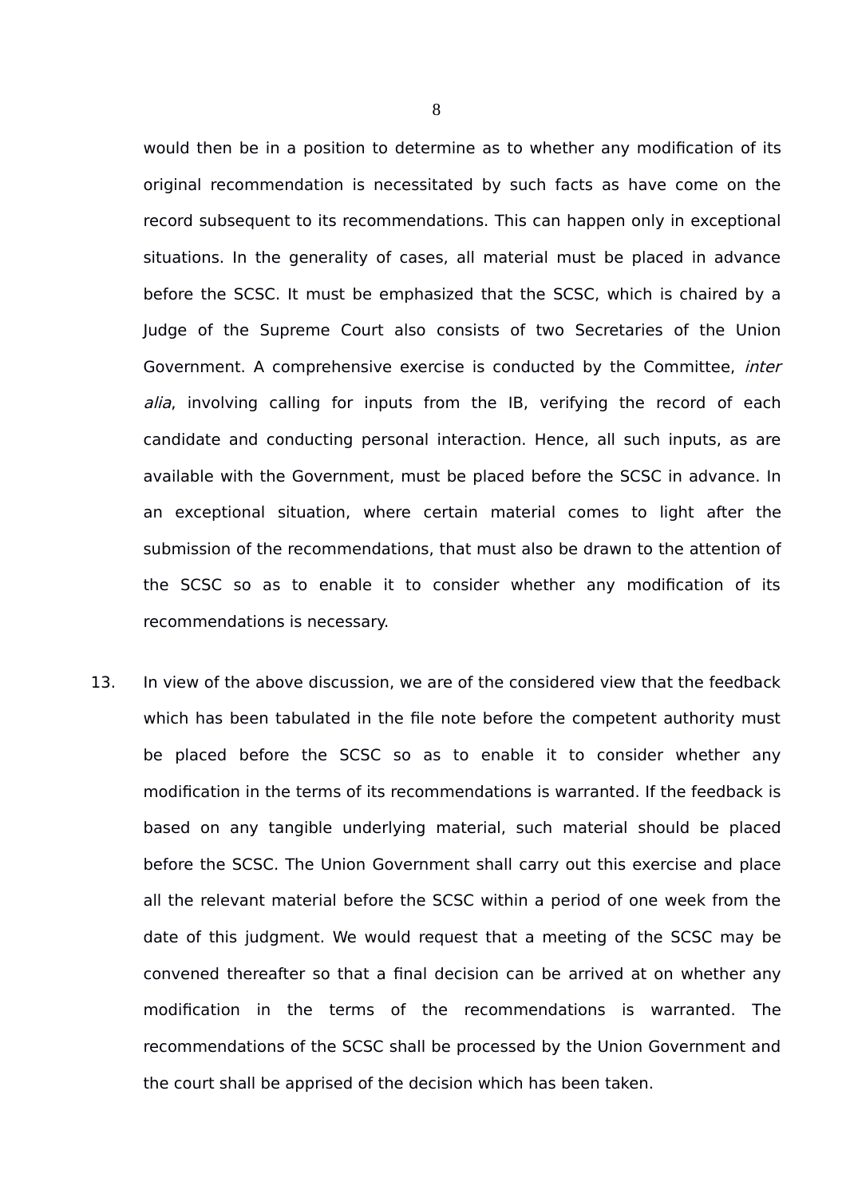would then be in a position to determine as to whether any modification of its original recommendation is necessitated by such facts as have come on the record subsequent to its recommendations. This can happen only in exceptional situations. In the generality of cases, all material must be placed in advance before the SCSC. It must be emphasized that the SCSC, which is chaired by a Judge of the Supreme Court also consists of two Secretaries of the Union Government. A comprehensive exercise is conducted by the Committee, *inter alia*, involving calling for inputs from the IB, verifying the record of each candidate and conducting personal interaction. Hence, all such inputs, as are available with the Government, must be placed before the SCSC in advance. In an exceptional situation, where certain material comes to light after the submission of the recommendations, that must also be drawn to the attention of the SCSC so as to enable it to consider whether any modification of its recommendations is necessary.

13. In view of the above discussion, we are of the considered view that the feedback which has been tabulated in the file note before the competent authority must be placed before the SCSC so as to enable it to consider whether any modification in the terms of its recommendations is warranted. If the feedback is based on any tangible underlying material, such material should be placed before the SCSC. The Union Government shall carry out this exercise and place all the relevant material before the SCSC within a period of one week from the date of this judgment. We would request that a meeting of the SCSC may be convened thereafter so that a final decision can be arrived at on whether any modification in the terms of the recommendations is warranted. The recommendations of the SCSC shall be processed by the Union Government and the court shall be apprised of the decision which has been taken.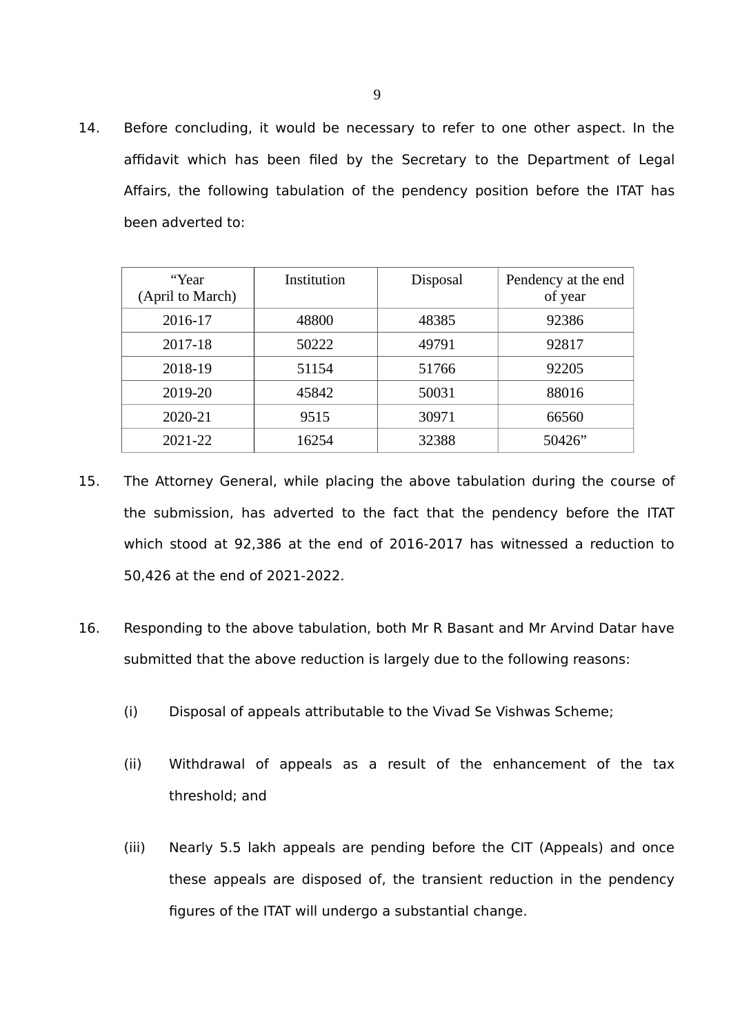14. Before concluding, it would be necessary to refer to one other aspect. In the affidavit which has been filed by the Secretary to the Department of Legal Affairs, the following tabulation of the pendency position before the ITAT has been adverted to:

| "Year (April to March) | Institution | Disposal | Pendency at the end of year |
|---|---|---|---|
| 2016-17 | 48800 | 48385 | 92386 |
| 2017-18 | 50222 | 49791 | 92817 |
| 2018-19 | 51154 | 51766 | 92205 |
| 2019-20 | 45842 | 50031 | 88016 |
| 2020-21 | 9515 | 30971 | 66560 |
| 2021-22 | 16254 | 32388 | 50426" |

15. The Attorney General, while placing the above tabulation during the course of the submission, has adverted to the fact that the pendency before the ITAT which stood at 92,386 at the end of 2016-2017 has witnessed a reduction to 50,426 at the end of 2021-2022.

16. Responding to the above tabulation, both Mr R Basant and Mr Arvind Datar have submitted that the above reduction is largely due to the following reasons:

    (i) Disposal of appeals attributable to the Vivad Se Vishwas Scheme;

    (ii) Withdrawal of appeals as a result of the enhancement of the tax threshold; and

    (iii) Nearly 5.5 lakh appeals are pending before the CIT (Appeals) and once these appeals are disposed of, the transient reduction in the pendency figures of the ITAT will undergo a substantial change.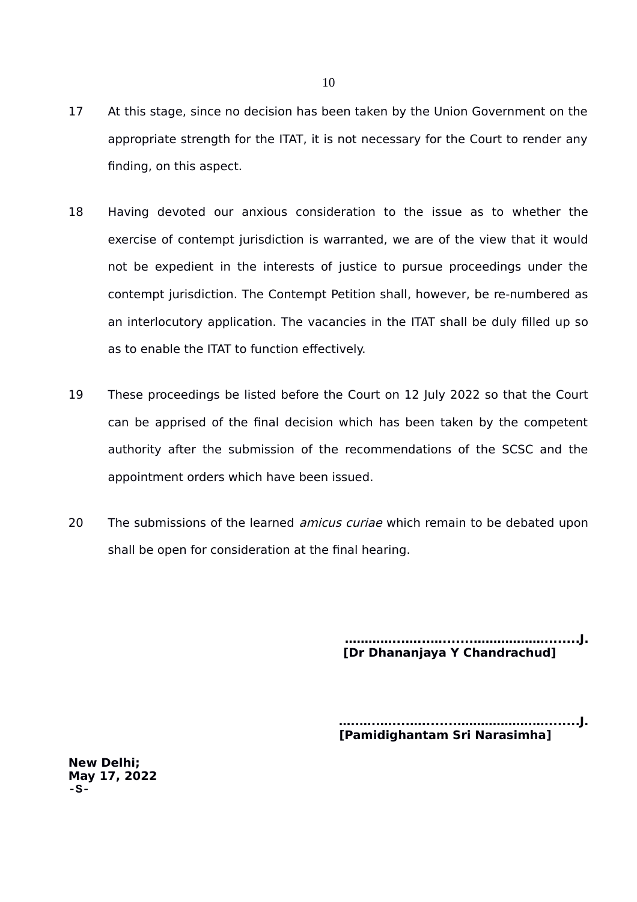17 At this stage, since no decision has been taken by the Union Government on the appropriate strength for the ITAT, it is not necessary for the Court to render any finding, on this aspect.

18 Having devoted our anxious consideration to the issue as to whether the exercise of contempt jurisdiction is warranted, we are of the view that it would not be expedient in the interests of justice to pursue proceedings under the contempt jurisdiction. The Contempt Petition shall, however, be re-numbered as an interlocutory application. The vacancies in the ITAT shall be duly filled up so as to enable the ITAT to function effectively.

19 These proceedings be listed before the Court on 12 July 2022 so that the Court can be apprised of the final decision which has been taken by the competent authority after the submission of the recommendations of the SCSC and the appointment orders which have been issued.

20 The submissions of the learned *amicus curiae* which remain to be debated upon shall be open for consideration at the final hearing.

**…………...…...….......………………........J.**
**[Dr Dhananjaya Y Chandrachud]**

**…………...…...….......………………........J.**
**[Pamidighantam Sri Narasimha]**

**New Delhi;**
**May 17, 2022**
**-S-**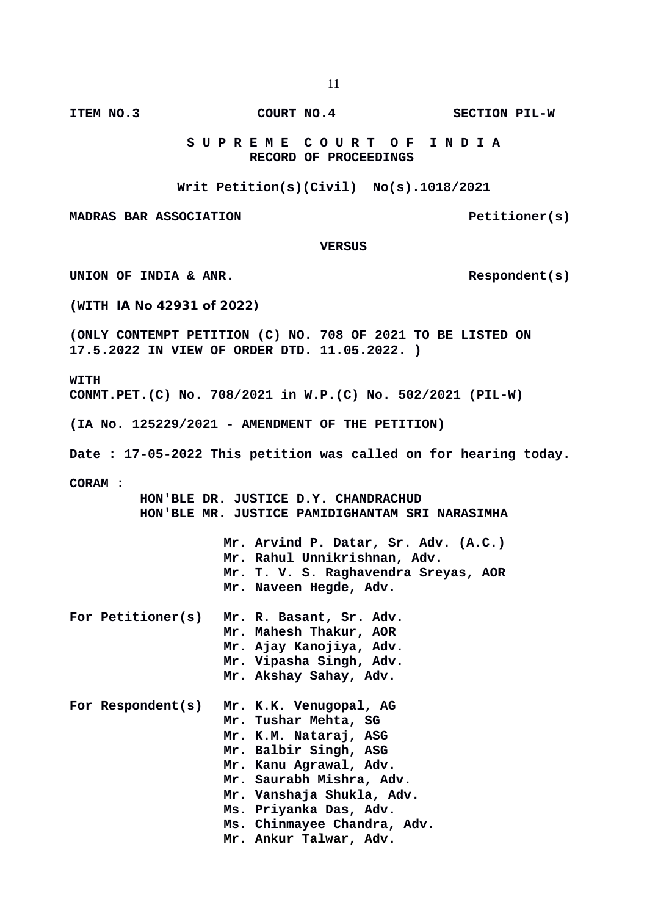**ITEM NO.3 COURT NO.4 SECTION PIL-W**

**S U P R E M E C O U R T O F I N D I A**
**RECORD OF PROCEEDINGS**

**Writ Petition(s)(Civil) No(s).1018/2021**

**MADRAS BAR ASSOCIATION Petitioner(s)**

**VERSUS**

**UNION OF INDIA & ANR. Respondent(s)**

**(WITH IA No 42931 of 2022)**

**(ONLY CONTEMPT PETITION (C) NO. 708 OF 2021 TO BE LISTED ON 17.5.2022 IN VIEW OF ORDER DTD. 11.05.2022. )**

**WITH**
**CONMT.PET.(C) No. 708/2021 in W.P.(C) No. 502/2021 (PIL-W)**

**(IA No. 125229/2021 - AMENDMENT OF THE PETITION)**

**Date : 17-05-2022 This petition was called on for hearing today.**

**CORAM :**
**HON'BLE DR. JUSTICE D.Y. CHANDRACHUD**
**HON'BLE MR. JUSTICE PAMIDIGHANTAM SRI NARASIMHA**

**Mr. Arvind P. Datar, Sr. Adv. (A.C.)**
**Mr. Rahul Unnikrishnan, Adv.**
**Mr. T. V. S. Raghavendra Sreyas, AOR**
**Mr. Naveen Hegde, Adv.**

**For Petitioner(s)** **Mr. R. Basant, Sr. Adv.**
**Mr. Mahesh Thakur, AOR**
**Mr. Ajay Kanojiya, Adv.**
**Mr. Vipasha Singh, Adv.**
**Mr. Akshay Sahay, Adv.**

**For Respondent(s)** **Mr. K.K. Venugopal, AG**
**Mr. Tushar Mehta, SG**
**Mr. K.M. Nataraj, ASG**
**Mr. Balbir Singh, ASG**
**Mr. Kanu Agrawal, Adv.**
**Mr. Saurabh Mishra, Adv.**
**Mr. Vanshaja Shukla, Adv.**
**Ms. Priyanka Das, Adv.**
**Ms. Chinmayee Chandra, Adv.**
**Mr. Ankur Talwar, Adv.**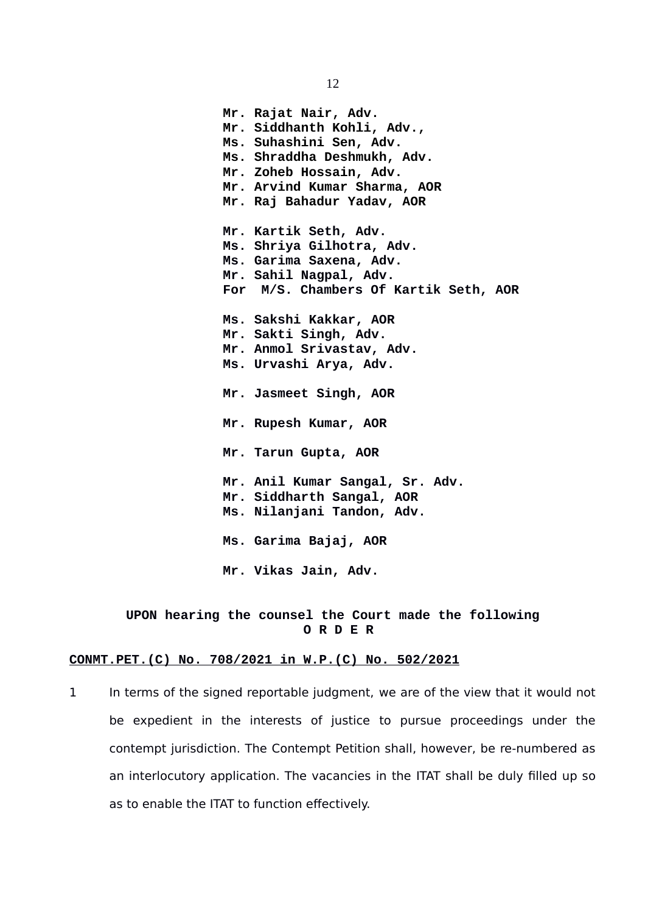**Mr. Rajat Nair, Adv.**
**Mr. Siddhanth Kohli, Adv.,**
**Ms. Suhashini Sen, Adv.**
**Ms. Shraddha Deshmukh, Adv.**
**Mr. Zoheb Hossain, Adv.**
**Mr. Arvind Kumar Sharma, AOR**
**Mr. Raj Bahadur Yadav, AOR**

**Mr. Kartik Seth, Adv.**
**Ms. Shriya Gilhotra, Adv.**
**Ms. Garima Saxena, Adv.**
**Mr. Sahil Nagpal, Adv.**
**For M/S. Chambers Of Kartik Seth, AOR**

**Ms. Sakshi Kakkar, AOR**
**Mr. Sakti Singh, Adv.**
**Mr. Anmol Srivastav, Adv.**
**Ms. Urvashi Arya, Adv.**

**Mr. Jasmeet Singh, AOR**

**Mr. Rupesh Kumar, AOR**

**Mr. Tarun Gupta, AOR**

**Mr. Anil Kumar Sangal, Sr. Adv.**
**Mr. Siddharth Sangal, AOR**
**Ms. Nilanjani Tandon, Adv.**

**Ms. Garima Bajaj, AOR**

**Mr. Vikas Jain, Adv.**

**UPON hearing the counsel the Court made the following**
**O R D E R**

**CONMT.PET.(C) No. 708/2021 in W.P.(C) No. 502/2021**

1 In terms of the signed reportable judgment, we are of the view that it would not be expedient in the interests of justice to pursue proceedings under the contempt jurisdiction. The Contempt Petition shall, however, be re-numbered as an interlocutory application. The vacancies in the ITAT shall be duly filled up so as to enable the ITAT to function effectively.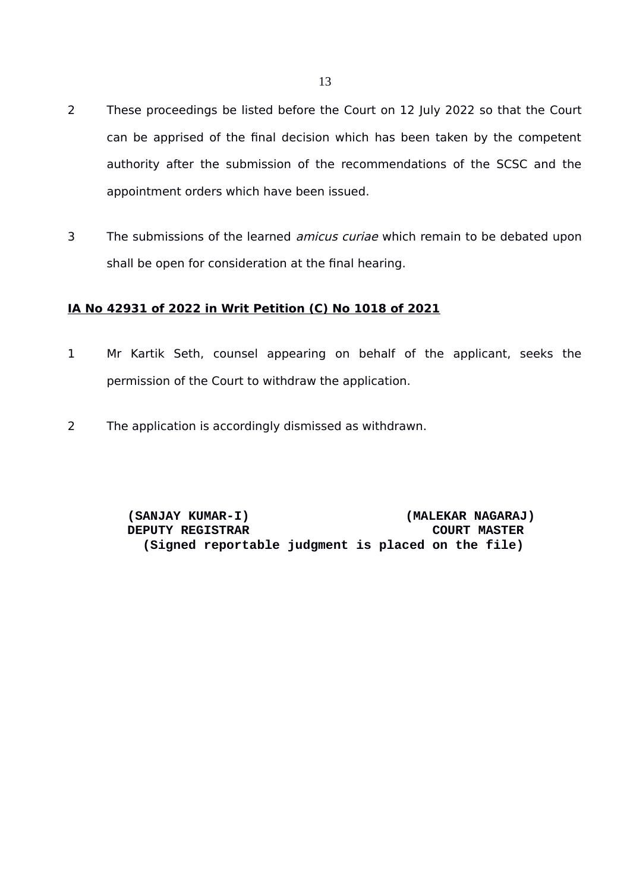2 These proceedings be listed before the Court on 12 July 2022 so that the Court can be apprised of the final decision which has been taken by the competent authority after the submission of the recommendations of the SCSC and the appointment orders which have been issued.

3 The submissions of the learned *amicus curiae* which remain to be debated upon shall be open for consideration at the final hearing.

**IA No 42931 of 2022 in Writ Petition (C) No 1018 of 2021**

1 Mr Kartik Seth, counsel appearing on behalf of the applicant, seeks the permission of the Court to withdraw the application.

2 The application is accordingly dismissed as withdrawn.

**(SANJAY KUMAR-I)**
**DEPUTY REGISTRAR**

**(MALEKAR NAGARAJ)**
**COURT MASTER**

**(Signed reportable judgment is placed on the file)**